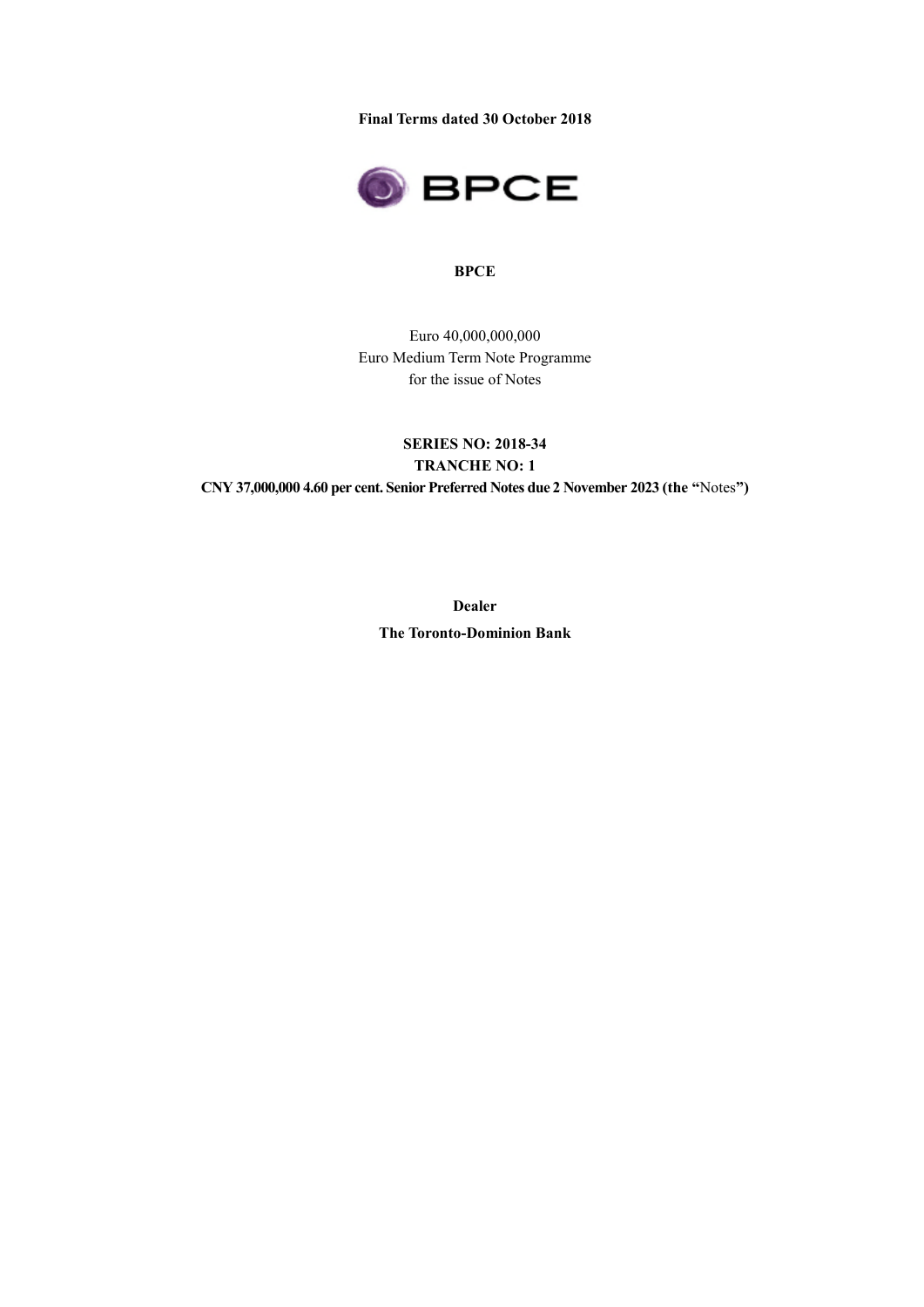**Final Terms dated 30 October 2018**

# BPCE

Euro 40,000,000,000
Euro Medium Term Note Programme
for the issue of Notes

**SERIES NO: 2018-34**
**TRANCHE NO: 1**
**CNY 37,000,000 4.60 per cent. Senior Preferred Notes due 2 November 2023 (the "**Notes**")**

**Dealer**
**The Toronto-Dominion Bank**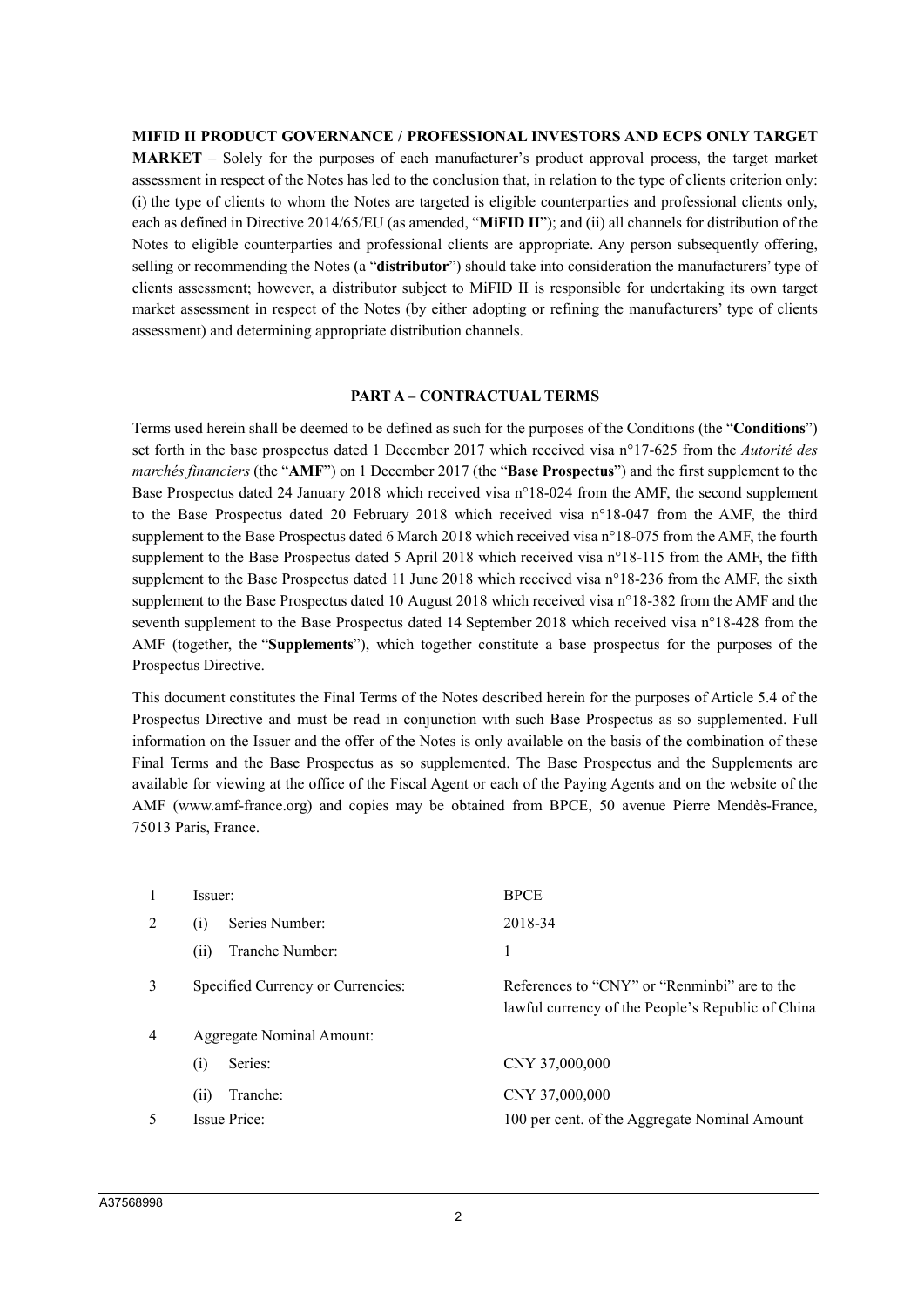**MIFID II PRODUCT GOVERNANCE / PROFESSIONAL INVESTORS AND ECPS ONLY TARGET MARKET** – Solely for the purposes of each manufacturer's product approval process, the target market assessment in respect of the Notes has led to the conclusion that, in relation to the type of clients criterion only: (i) the type of clients to whom the Notes are targeted is eligible counterparties and professional clients only, each as defined in Directive 2014/65/EU (as amended, "**MiFID II**"); and (ii) all channels for distribution of the Notes to eligible counterparties and professional clients are appropriate. Any person subsequently offering, selling or recommending the Notes (a "**distributor**") should take into consideration the manufacturers' type of clients assessment; however, a distributor subject to MiFID II is responsible for undertaking its own target market assessment in respect of the Notes (by either adopting or refining the manufacturers' type of clients assessment) and determining appropriate distribution channels.

## PART A – CONTRACTUAL TERMS

Terms used herein shall be deemed to be defined as such for the purposes of the Conditions (the "**Conditions**") set forth in the base prospectus dated 1 December 2017 which received visa n°17-625 from the *Autorité des marchés financiers* (the "**AMF**") on 1 December 2017 (the "**Base Prospectus**") and the first supplement to the Base Prospectus dated 24 January 2018 which received visa n°18-024 from the AMF, the second supplement to the Base Prospectus dated 20 February 2018 which received visa n°18-047 from the AMF, the third supplement to the Base Prospectus dated 6 March 2018 which received visa n°18-075 from the AMF, the fourth supplement to the Base Prospectus dated 5 April 2018 which received visa n°18-115 from the AMF, the fifth supplement to the Base Prospectus dated 11 June 2018 which received visa n°18-236 from the AMF, the sixth supplement to the Base Prospectus dated 10 August 2018 which received visa n°18-382 from the AMF and the seventh supplement to the Base Prospectus dated 14 September 2018 which received visa n°18-428 from the AMF (together, the "**Supplements**"), which together constitute a base prospectus for the purposes of the Prospectus Directive.

This document constitutes the Final Terms of the Notes described herein for the purposes of Article 5.4 of the Prospectus Directive and must be read in conjunction with such Base Prospectus as so supplemented. Full information on the Issuer and the offer of the Notes is only available on the basis of the combination of these Final Terms and the Base Prospectus as so supplemented. The Base Prospectus and the Supplements are available for viewing at the office of the Fiscal Agent or each of the Paying Agents and on the website of the AMF (www.amf-france.org) and copies may be obtained from BPCE, 50 avenue Pierre Mendès-France, 75013 Paris, France.

| | | |
|---|---|---|
| 1 | Issuer: | BPCE |
| 2 | (i) Series Number: | 2018-34 |
| | (ii) Tranche Number: | 1 |
| 3 | Specified Currency or Currencies: | References to "CNY" or "Renminbi" are to the lawful currency of the People's Republic of China |
| 4 | Aggregate Nominal Amount: | |
| | (i) Series: | CNY 37,000,000 |
| | (ii) Tranche: | CNY 37,000,000 |
| 5 | Issue Price: | 100 per cent. of the Aggregate Nominal Amount |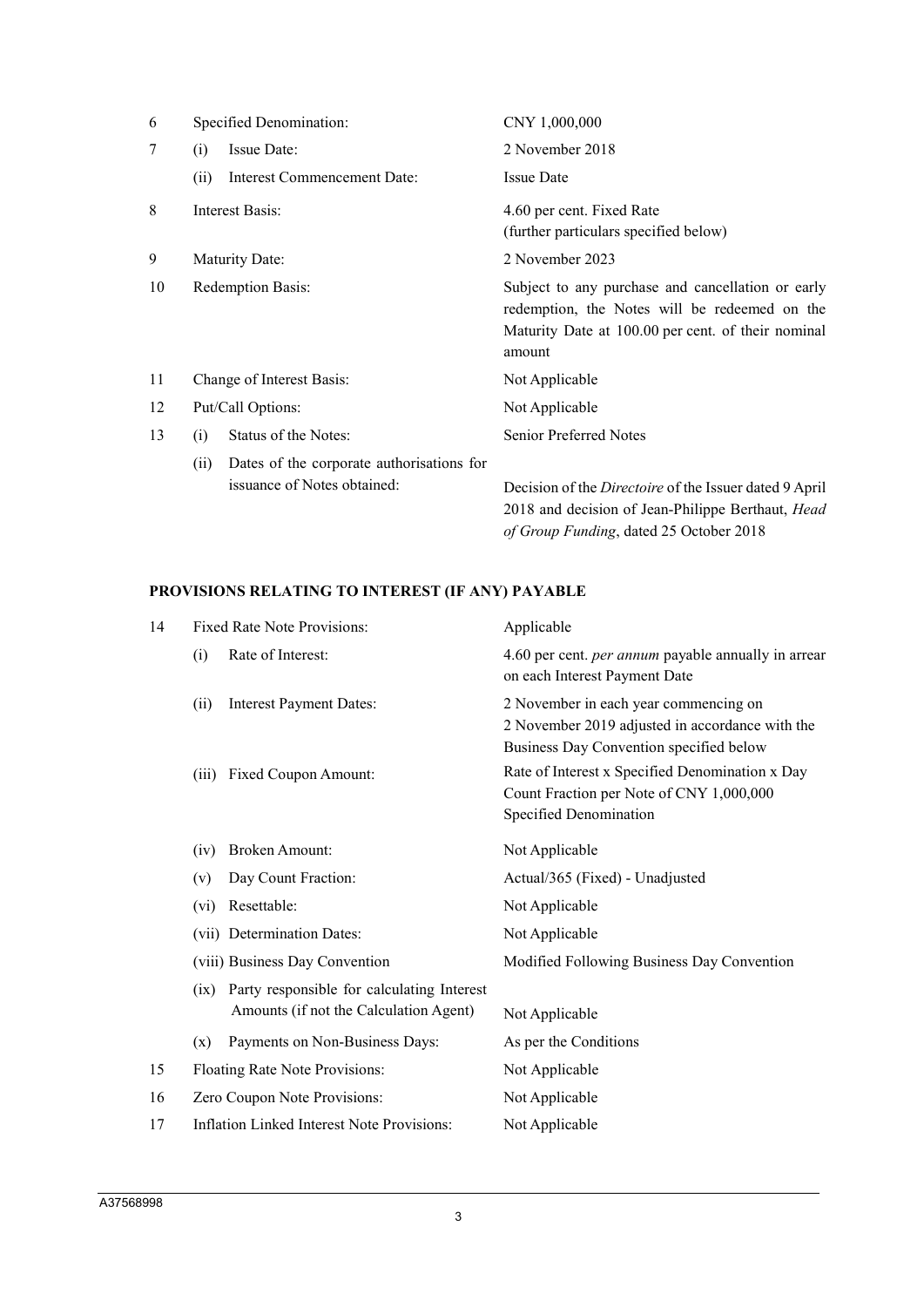| | | | |
|---|---|---|---|
| 6 | Specified Denomination: | | CNY 1,000,000 |
| 7 | (i) | Issue Date: | 2 November 2018 |
| | (ii) | Interest Commencement Date: | Issue Date |
| 8 | Interest Basis: | | 4.60 per cent. Fixed Rate (further particulars specified below) |
| 9 | Maturity Date: | | 2 November 2023 |
| 10 | Redemption Basis: | | Subject to any purchase and cancellation or early redemption, the Notes will be redeemed on the Maturity Date at 100.00 per cent. of their nominal amount |
| 11 | Change of Interest Basis: | | Not Applicable |
| 12 | Put/Call Options: | | Not Applicable |
| 13 | (i) | Status of the Notes: | Senior Preferred Notes |
| | (ii) | Dates of the corporate authorisations for issuance of Notes obtained: | Decision of the *Directoire* of the Issuer dated 9 April 2018 and decision of Jean-Philippe Berthaut, *Head of Group Funding*, dated 25 October 2018 |

**PROVISIONS RELATING TO INTEREST (IF ANY) PAYABLE**

| | | | |
|---|---|---|---|
| 14 | Fixed Rate Note Provisions: | | Applicable |
| | (i) | Rate of Interest: | 4.60 per cent. *per annum* payable annually in arrear on each Interest Payment Date |
| | (ii) | Interest Payment Dates: | 2 November in each year commencing on 2 November 2019 adjusted in accordance with the Business Day Convention specified below |
| | (iii) | Fixed Coupon Amount: | Rate of Interest x Specified Denomination x Day Count Fraction per Note of CNY 1,000,000 Specified Denomination |
| | (iv) | Broken Amount: | Not Applicable |
| | (v) | Day Count Fraction: | Actual/365 (Fixed) - Unadjusted |
| | (vi) | Resettable: | Not Applicable |
| | (vii) | Determination Dates: | Not Applicable |
| | (viii) | Business Day Convention | Modified Following Business Day Convention |
| | (ix) | Party responsible for calculating Interest Amounts (if not the Calculation Agent) | Not Applicable |
| | (x) | Payments on Non-Business Days: | As per the Conditions |
| 15 | Floating Rate Note Provisions: | | Not Applicable |
| 16 | Zero Coupon Note Provisions: | | Not Applicable |
| 17 | Inflation Linked Interest Note Provisions: | | Not Applicable |

A37568998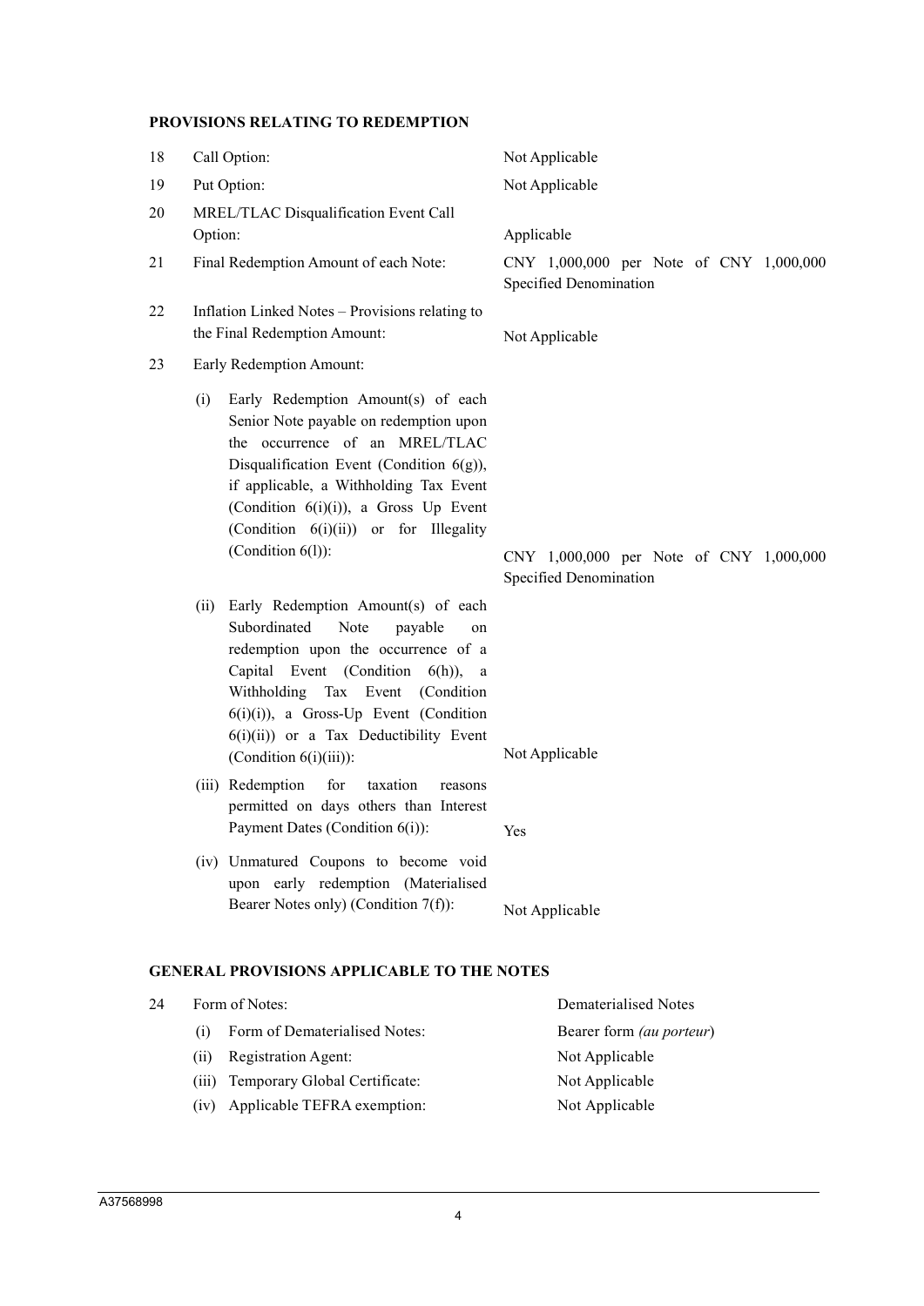**PROVISIONS RELATING TO REDEMPTION**

| | | |
|---|---|---|
| 18 | Call Option: | Not Applicable |
| 19 | Put Option: | Not Applicable |
| 20 | MREL/TLAC Disqualification Event Call Option: | Applicable |
| 21 | Final Redemption Amount of each Note: | CNY 1,000,000 per Note of CNY 1,000,000 Specified Denomination |
| 22 | Inflation Linked Notes – Provisions relating to the Final Redemption Amount: | Not Applicable |
| 23 | Early Redemption Amount: | |
| | (i) Early Redemption Amount(s) of each Senior Note payable on redemption upon the occurrence of an MREL/TLAC Disqualification Event (Condition 6(g)), if applicable, a Withholding Tax Event (Condition 6(i)(i)), a Gross Up Event (Condition 6(i)(ii)) or for Illegality (Condition 6(l)): | CNY 1,000,000 per Note of CNY 1,000,000 Specified Denomination |
| | (ii) Early Redemption Amount(s) of each Subordinated Note payable on redemption upon the occurrence of a Capital Event (Condition 6(h)), a Withholding Tax Event (Condition 6(i)(i)), a Gross-Up Event (Condition 6(i)(ii)) or a Tax Deductibility Event (Condition 6(i)(iii)): | Not Applicable |
| | (iii) Redemption for taxation reasons permitted on days others than Interest Payment Dates (Condition 6(i)): | Yes |
| | (iv) Unmatured Coupons to become void upon early redemption (Materialised Bearer Notes only) (Condition 7(f)): | Not Applicable |

**GENERAL PROVISIONS APPLICABLE TO THE NOTES**

| | | |
|---|---|---|
| 24 | Form of Notes: | Dematerialised Notes |
| | (i) Form of Dematerialised Notes: | Bearer form *(au porteur)* |
| | (ii) Registration Agent: | Not Applicable |
| | (iii) Temporary Global Certificate: | Not Applicable |
| | (iv) Applicable TEFRA exemption: | Not Applicable |

A37568998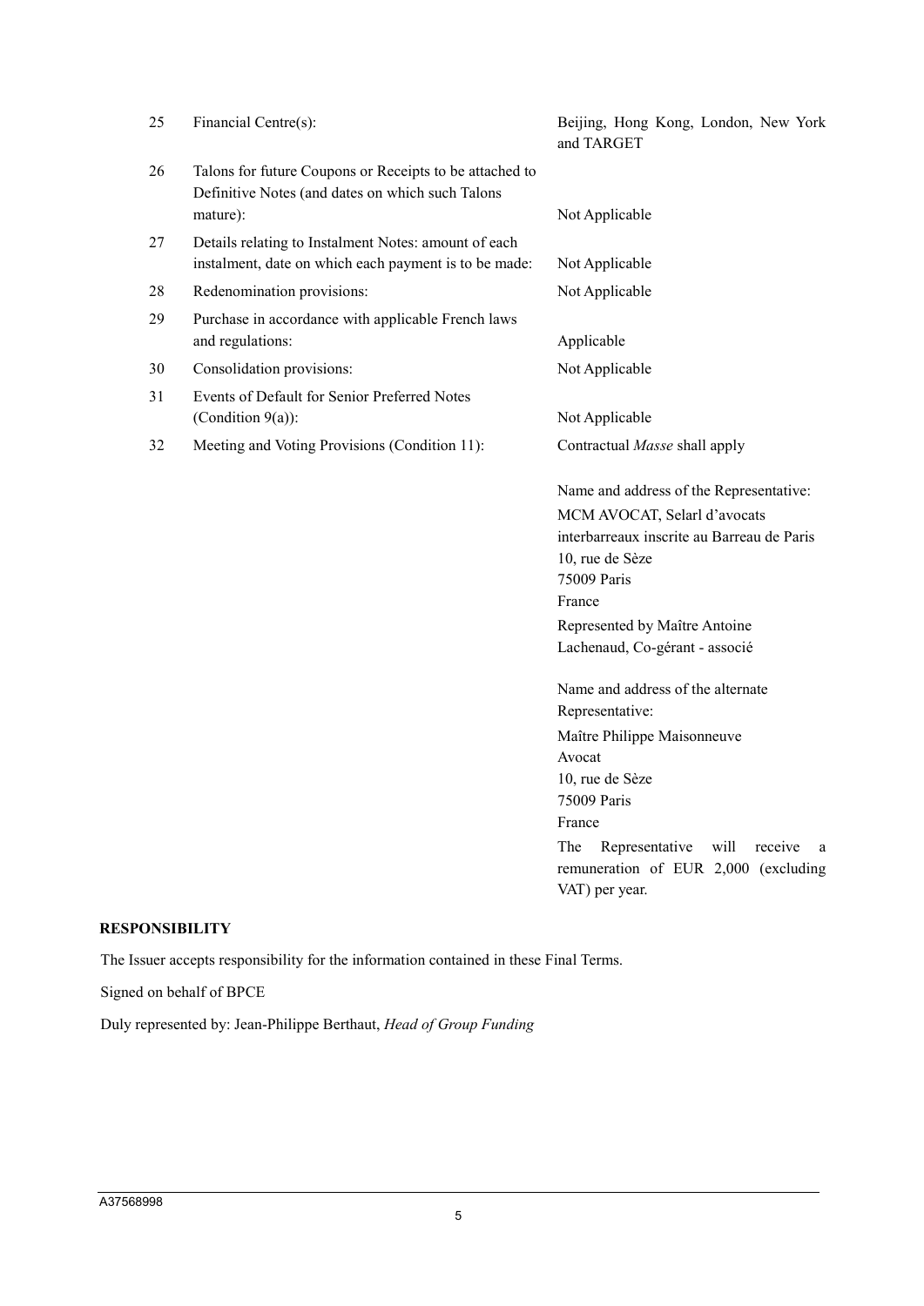| | | |
|---|---|---|
| 25 | Financial Centre(s): | Beijing, Hong Kong, London, New York and TARGET |
| 26 | Talons for future Coupons or Receipts to be attached to Definitive Notes (and dates on which such Talons mature): | Not Applicable |
| 27 | Details relating to Instalment Notes: amount of each instalment, date on which each payment is to be made: | Not Applicable |
| 28 | Redenomination provisions: | Not Applicable |
| 29 | Purchase in accordance with applicable French laws and regulations: | Applicable |
| 30 | Consolidation provisions: | Not Applicable |
| 31 | Events of Default for Senior Preferred Notes (Condition 9(a)): | Not Applicable |
| 32 | Meeting and Voting Provisions (Condition 11): | Contractual *Masse* shall apply<br><br>Name and address of the Representative:<br>MCM AVOCAT, Selarl d'avocats interbarreaux inscrite au Barreau de Paris<br>10, rue de Sèze<br>75009 Paris<br>France<br>Represented by Maître Antoine Lachenaud, Co-gérant - associé<br><br>Name and address of the alternate Representative:<br>Maître Philippe Maisonneuve<br>Avocat<br>10, rue de Sèze<br>75009 Paris<br>France<br>The Representative will receive a remuneration of EUR 2,000 (excluding VAT) per year. |

**RESPONSIBILITY**

The Issuer accepts responsibility for the information contained in these Final Terms.

Signed on behalf of BPCE

Duly represented by: Jean-Philippe Berthaut, *Head of Group Funding*

A37568998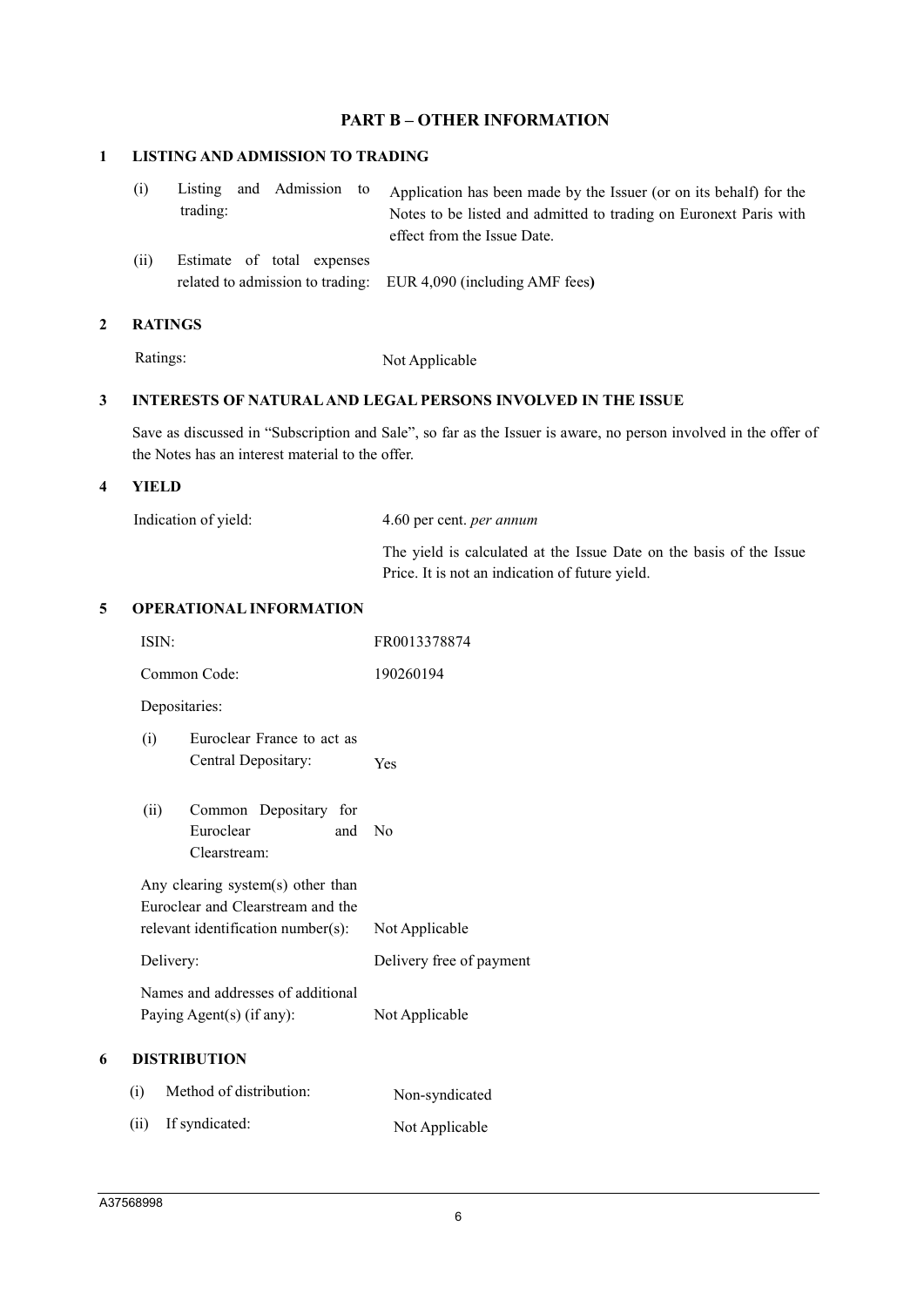## PART B – OTHER INFORMATION

### 1 LISTING AND ADMISSION TO TRADING

| | | |
|---|---|---|
| (i) | Listing and Admission to trading: | Application has been made by the Issuer (or on its behalf) for the Notes to be listed and admitted to trading on Euronext Paris with effect from the Issue Date. |
| (ii) | Estimate of total expenses related to admission to trading: | EUR 4,090 (including AMF fees) |

### 2 RATINGS

| | |
|---|---|
| Ratings: | Not Applicable |

### 3 INTERESTS OF NATURAL AND LEGAL PERSONS INVOLVED IN THE ISSUE

Save as discussed in "Subscription and Sale", so far as the Issuer is aware, no person involved in the offer of the Notes has an interest material to the offer.

### 4 YIELD

| | |
|---|---|
| Indication of yield: | 4.60 per cent. *per annum* |
| | The yield is calculated at the Issue Date on the basis of the Issue Price. It is not an indication of future yield. |

### 5 OPERATIONAL INFORMATION

| | |
|---|---|
| ISIN: | FR0013378874 |
| Common Code: | 190260194 |
| Depositaries: | |
| (i) Euroclear France to act as Central Depositary: | Yes |
| (ii) Common Depositary for Euroclear and Clearstream: | No |
| Any clearing system(s) other than Euroclear and Clearstream and the relevant identification number(s): | Not Applicable |
| Delivery: | Delivery free of payment |
| Names and addresses of additional Paying Agent(s) (if any): | Not Applicable |

### 6 DISTRIBUTION

| | | |
|---|---|---|
| (i) | Method of distribution: | Non-syndicated |
| (ii) | If syndicated: | Not Applicable |

A37568998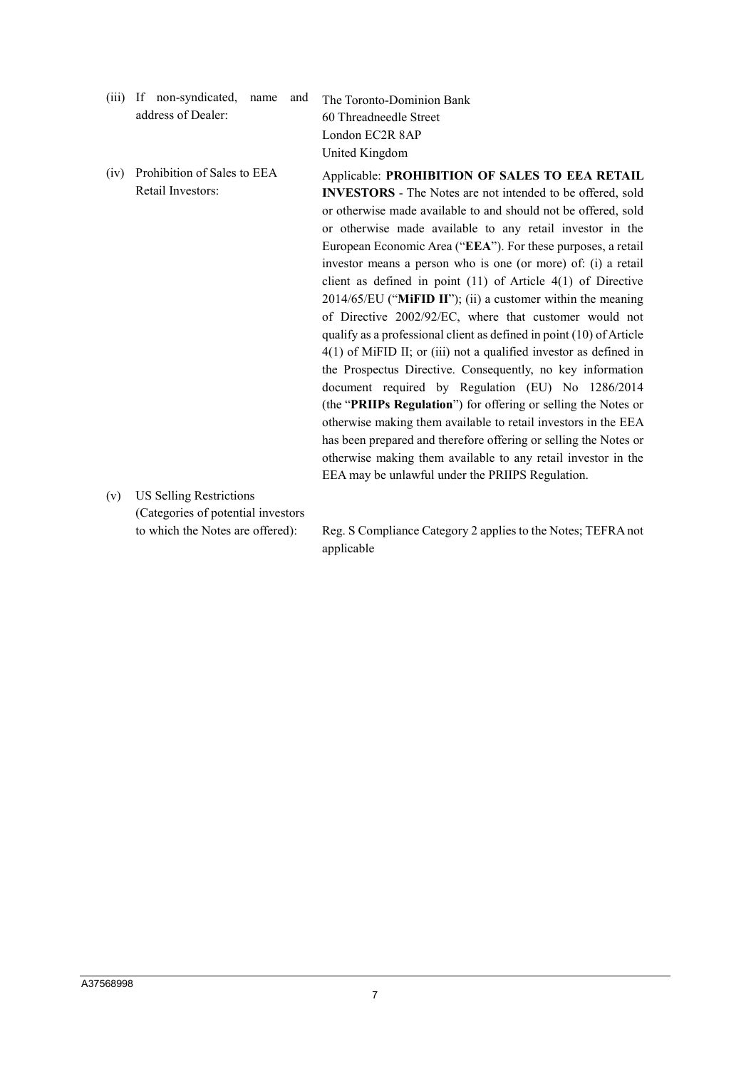| | | |
|---|---|---|
| (iii) | If non-syndicated, name and address of Dealer: | The Toronto-Dominion Bank<br>60 Threadneedle Street<br>London EC2R 8AP<br>United Kingdom |
| (iv) | Prohibition of Sales to EEA Retail Investors: | Applicable: **PROHIBITION OF SALES TO EEA RETAIL INVESTORS** - The Notes are not intended to be offered, sold or otherwise made available to and should not be offered, sold or otherwise made available to any retail investor in the European Economic Area ("**EEA**"). For these purposes, a retail investor means a person who is one (or more) of: (i) a retail client as defined in point (11) of Article 4(1) of Directive 2014/65/EU ("**MiFID II**"); (ii) a customer within the meaning of Directive 2002/92/EC, where that customer would not qualify as a professional client as defined in point (10) of Article 4(1) of MiFID II; or (iii) not a qualified investor as defined in the Prospectus Directive. Consequently, no key information document required by Regulation (EU) No 1286/2014 (the "**PRIIPs Regulation**") for offering or selling the Notes or otherwise making them available to retail investors in the EEA has been prepared and therefore offering or selling the Notes or otherwise making them available to any retail investor in the EEA may be unlawful under the PRIIPS Regulation. |
| (v) | US Selling Restrictions (Categories of potential investors to which the Notes are offered): | Reg. S Compliance Category 2 applies to the Notes; TEFRA not applicable |

A37568998